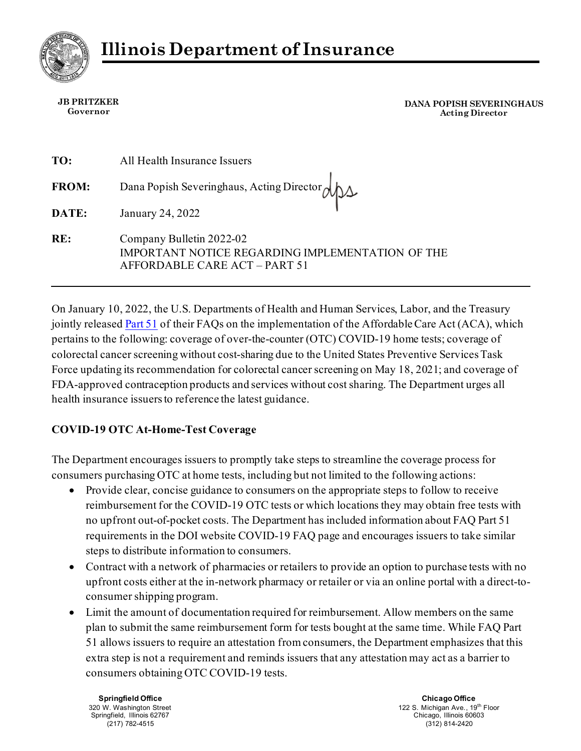# Illinois Department of Insurance

**JB PRITZKER**
**Governor**

**DANA POPISH SEVERINGHAUS**
**Acting Director**

| | |
|---|---|
| **TO:** | All Health Insurance Issuers |
| **FROM:** | Dana Popish Severinghaus, Acting Director |
| **DATE:** | January 24, 2022 |
| **RE:** | Company Bulletin 2022-02<br>IMPORTANT NOTICE REGARDING IMPLEMENTATION OF THE AFFORDABLE CARE ACT – PART 51 |

---

On January 10, 2022, the U.S. Departments of Health and Human Services, Labor, and the Treasury jointly released Part 51 of their FAQs on the implementation of the Affordable Care Act (ACA), which pertains to the following: coverage of over-the-counter (OTC) COVID-19 home tests; coverage of colorectal cancer screening without cost-sharing due to the United States Preventive Services Task Force updating its recommendation for colorectal cancer screening on May 18, 2021; and coverage of FDA-approved contraception products and services without cost sharing. The Department urges all health insurance issuers to reference the latest guidance.

**COVID-19 OTC At-Home-Test Coverage**

The Department encourages issuers to promptly take steps to streamline the coverage process for consumers purchasing OTC at home tests, including but not limited to the following actions:

- Provide clear, concise guidance to consumers on the appropriate steps to follow to receive reimbursement for the COVID-19 OTC tests or which locations they may obtain free tests with no upfront out-of-pocket costs. The Department has included information about FAQ Part 51 requirements in the DOI website COVID-19 FAQ page and encourages issuers to take similar steps to distribute information to consumers.
- Contract with a network of pharmacies or retailers to provide an option to purchase tests with no upfront costs either at the in-network pharmacy or retailer or via an online portal with a direct-to-consumer shipping program.
- Limit the amount of documentation required for reimbursement. Allow members on the same plan to submit the same reimbursement form for tests bought at the same time. While FAQ Part 51 allows issuers to require an attestation from consumers, the Department emphasizes that this extra step is not a requirement and reminds issuers that any attestation may act as a barrier to consumers obtaining OTC COVID-19 tests.

**Springfield Office**
320 W. Washington Street
Springfield, Illinois 62767
(217) 782-4515

**Chicago Office**
122 S. Michigan Ave., 19th Floor
Chicago, Illinois 60603
(312) 814-2420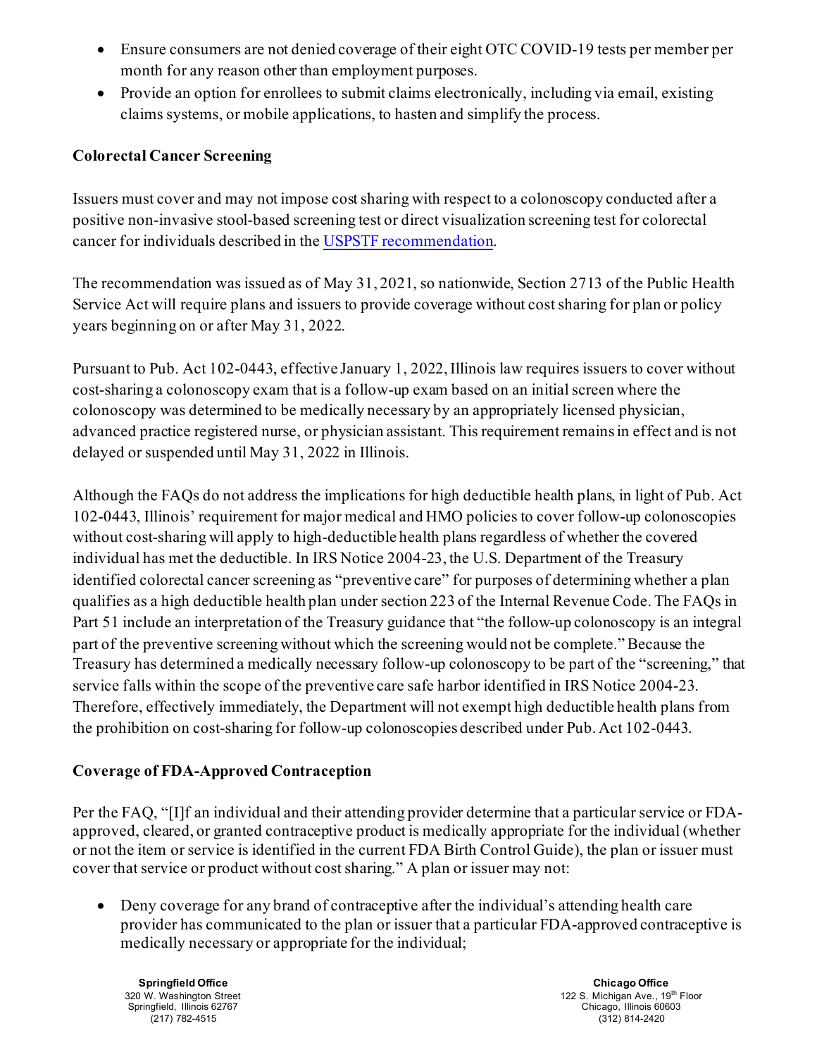- Ensure consumers are not denied coverage of their eight OTC COVID-19 tests per member per month for any reason other than employment purposes.
- Provide an option for enrollees to submit claims electronically, including via email, existing claims systems, or mobile applications, to hasten and simplify the process.

**Colorectal Cancer Screening**

Issuers must cover and may not impose cost sharing with respect to a colonoscopy conducted after a positive non-invasive stool-based screening test or direct visualization screening test for colorectal cancer for individuals described in the USPSTF recommendation.

The recommendation was issued as of May 31, 2021, so nationwide, Section 2713 of the Public Health Service Act will require plans and issuers to provide coverage without cost sharing for plan or policy years beginning on or after May 31, 2022.

Pursuant to Pub. Act 102-0443, effective January 1, 2022, Illinois law requires issuers to cover without cost-sharing a colonoscopy exam that is a follow-up exam based on an initial screen where the colonoscopy was determined to be medically necessary by an appropriately licensed physician, advanced practice registered nurse, or physician assistant. This requirement remains in effect and is not delayed or suspended until May 31, 2022 in Illinois.

Although the FAQs do not address the implications for high deductible health plans, in light of Pub. Act 102-0443, Illinois' requirement for major medical and HMO policies to cover follow-up colonoscopies without cost-sharing will apply to high-deductible health plans regardless of whether the covered individual has met the deductible. In IRS Notice 2004-23, the U.S. Department of the Treasury identified colorectal cancer screening as "preventive care" for purposes of determining whether a plan qualifies as a high deductible health plan under section 223 of the Internal Revenue Code. The FAQs in Part 51 include an interpretation of the Treasury guidance that "the follow-up colonoscopy is an integral part of the preventive screening without which the screening would not be complete." Because the Treasury has determined a medically necessary follow-up colonoscopy to be part of the "screening," that service falls within the scope of the preventive care safe harbor identified in IRS Notice 2004-23. Therefore, effectively immediately, the Department will not exempt high deductible health plans from the prohibition on cost-sharing for follow-up colonoscopies described under Pub. Act 102-0443.

**Coverage of FDA-Approved Contraception**

Per the FAQ, "[I]f an individual and their attending provider determine that a particular service or FDA-approved, cleared, or granted contraceptive product is medically appropriate for the individual (whether or not the item or service is identified in the current FDA Birth Control Guide), the plan or issuer must cover that service or product without cost sharing." A plan or issuer may not:

- Deny coverage for any brand of contraceptive after the individual's attending health care provider has communicated to the plan or issuer that a particular FDA-approved contraceptive is medically necessary or appropriate for the individual;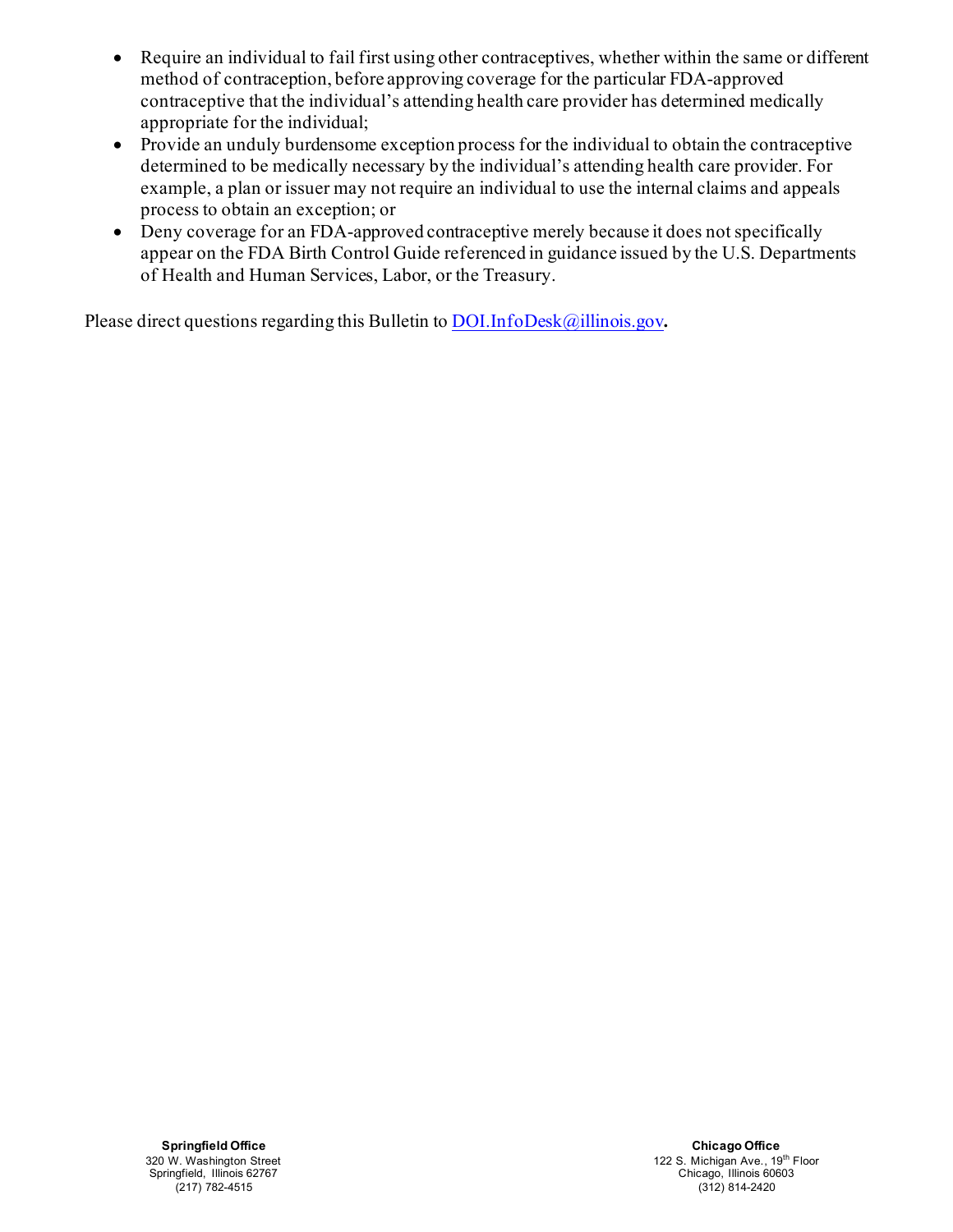- Require an individual to fail first using other contraceptives, whether within the same or different method of contraception, before approving coverage for the particular FDA-approved contraceptive that the individual's attending health care provider has determined medically appropriate for the individual;
- Provide an unduly burdensome exception process for the individual to obtain the contraceptive determined to be medically necessary by the individual's attending health care provider. For example, a plan or issuer may not require an individual to use the internal claims and appeals process to obtain an exception; or
- Deny coverage for an FDA-approved contraceptive merely because it does not specifically appear on the FDA Birth Control Guide referenced in guidance issued by the U.S. Departments of Health and Human Services, Labor, or the Treasury.

Please direct questions regarding this Bulletin to DOI.InfoDesk@illinois.gov**.**

**Springfield Office**
320 W. Washington Street
Springfield, Illinois 62767
(217) 782-4515

**Chicago Office**
122 S. Michigan Ave., 19th Floor
Chicago, Illinois 60603
(312) 814-2420